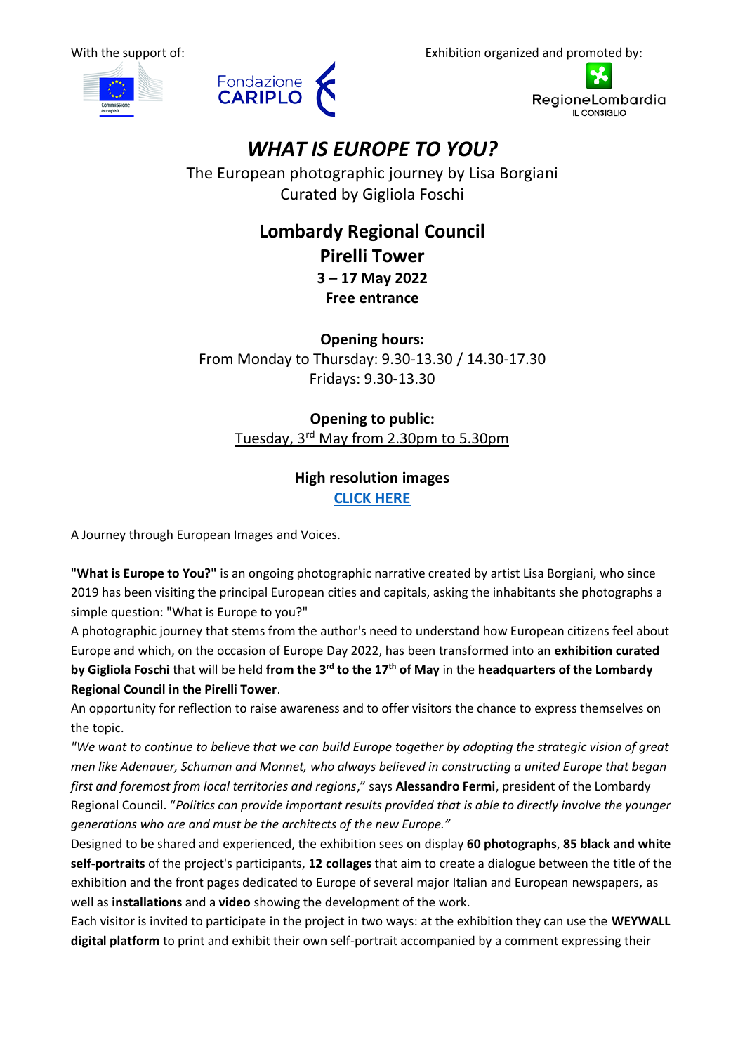With the support of: Exhibition organized and promoted by:

# *WHAT IS EUROPE TO YOU?*

The European photographic journey by Lisa Borgiani
Curated by Gigliola Foschi

**Lombardy Regional Council**
**Pirelli Tower**
**3 – 17 May 2022**
**Free entrance**

**Opening hours:**
From Monday to Thursday: 9.30-13.30 / 14.30-17.30
Fridays: 9.30-13.30

**Opening to public:**
Tuesday, 3rd May from 2.30pm to 5.30pm

**High resolution images**
**CLICK HERE**

A Journey through European Images and Voices.

**"What is Europe to You?"** is an ongoing photographic narrative created by artist Lisa Borgiani, who since 2019 has been visiting the principal European cities and capitals, asking the inhabitants she photographs a simple question: "What is Europe to you?"
A photographic journey that stems from the author's need to understand how European citizens feel about Europe and which, on the occasion of Europe Day 2022, has been transformed into an **exhibition curated by Gigliola Foschi** that will be held **from the 3rd to the 17th of May** in the **headquarters of the Lombardy Regional Council in the Pirelli Tower**.
An opportunity for reflection to raise awareness and to offer visitors the chance to express themselves on the topic.
*"We want to continue to believe that we can build Europe together by adopting the strategic vision of great men like Adenauer, Schuman and Monnet, who always believed in constructing a united Europe that began first and foremost from local territories and regions*," says **Alessandro Fermi**, president of the Lombardy Regional Council. "*Politics can provide important results provided that is able to directly involve the younger generations who are and must be the architects of the new Europe."*
Designed to be shared and experienced, the exhibition sees on display **60 photographs**, **85 black and white self-portraits** of the project's participants, **12 collages** that aim to create a dialogue between the title of the exhibition and the front pages dedicated to Europe of several major Italian and European newspapers, as well as **installations** and a **video** showing the development of the work.
Each visitor is invited to participate in the project in two ways: at the exhibition they can use the **WEYWALL digital platform** to print and exhibit their own self-portrait accompanied by a comment expressing their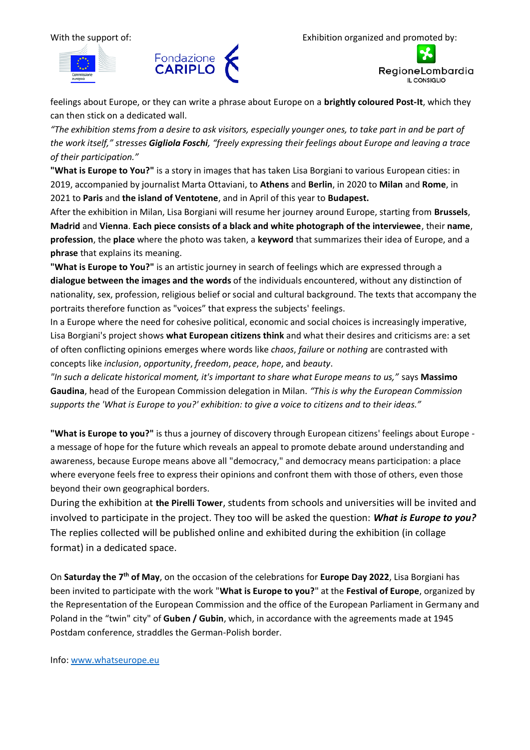With the support of:

Exhibition organized and promoted by:

feelings about Europe, or they can write a phrase about Europe on a **brightly coloured Post-It**, which they can then stick on a dedicated wall.

*"The exhibition stems from a desire to ask visitors, especially younger ones, to take part in and be part of the work itself," stresses* ***Gigliola Foschi****, "freely expressing their feelings about Europe and leaving a trace of their participation."*

**"What is Europe to You?"** is a story in images that has taken Lisa Borgiani to various European cities: in 2019, accompanied by journalist Marta Ottaviani, to **Athens** and **Berlin**, in 2020 to **Milan** and **Rome**, in 2021 to **Paris** and **the island of Ventotene**, and in April of this year to **Budapest.**

After the exhibition in Milan, Lisa Borgiani will resume her journey around Europe, starting from **Brussels**, **Madrid** and **Vienna**. **Each piece consists of a black and white photograph of the interviewee**, their **name**, **profession**, the **place** where the photo was taken, a **keyword** that summarizes their idea of Europe, and a **phrase** that explains its meaning.

**"What is Europe to You?"** is an artistic journey in search of feelings which are expressed through a **dialogue between the images and the words** of the individuals encountered, without any distinction of nationality, sex, profession, religious belief or social and cultural background. The texts that accompany the portraits therefore function as "voices" that express the subjects' feelings.

In a Europe where the need for cohesive political, economic and social choices is increasingly imperative, Lisa Borgiani's project shows **what European citizens think** and what their desires and criticisms are: a set of often conflicting opinions emerges where words like *chaos*, *failure* or *nothing* are contrasted with concepts like *inclusion*, *opportunity*, *freedom*, *peace*, *hope*, and *beauty*.

*"In such a delicate historical moment, it's important to share what Europe means to us,"* says **Massimo Gaudina**, head of the European Commission delegation in Milan. *"This is why the European Commission supports the 'What is Europe to you?' exhibition: to give a voice to citizens and to their ideas."*

**"What is Europe to you?"** is thus a journey of discovery through European citizens' feelings about Europe - a message of hope for the future which reveals an appeal to promote debate around understanding and awareness, because Europe means above all "democracy," and democracy means participation: a place where everyone feels free to express their opinions and confront them with those of others, even those beyond their own geographical borders.

During the exhibition at **the Pirelli Tower**, students from schools and universities will be invited and involved to participate in the project. They too will be asked the question: ***What is Europe to you?*** The replies collected will be published online and exhibited during the exhibition (in collage format) in a dedicated space.

On **Saturday the 7th of May**, on the occasion of the celebrations for **Europe Day 2022**, Lisa Borgiani has been invited to participate with the work "**What is Europe to you?**" at the **Festival of Europe**, organized by the Representation of the European Commission and the office of the European Parliament in Germany and Poland in the "twin" city" of **Guben / Gubin**, which, in accordance with the agreements made at 1945 Postdam conference, straddles the German-Polish border.

Info: [www.whatseurope.eu](www.whatseurope.eu)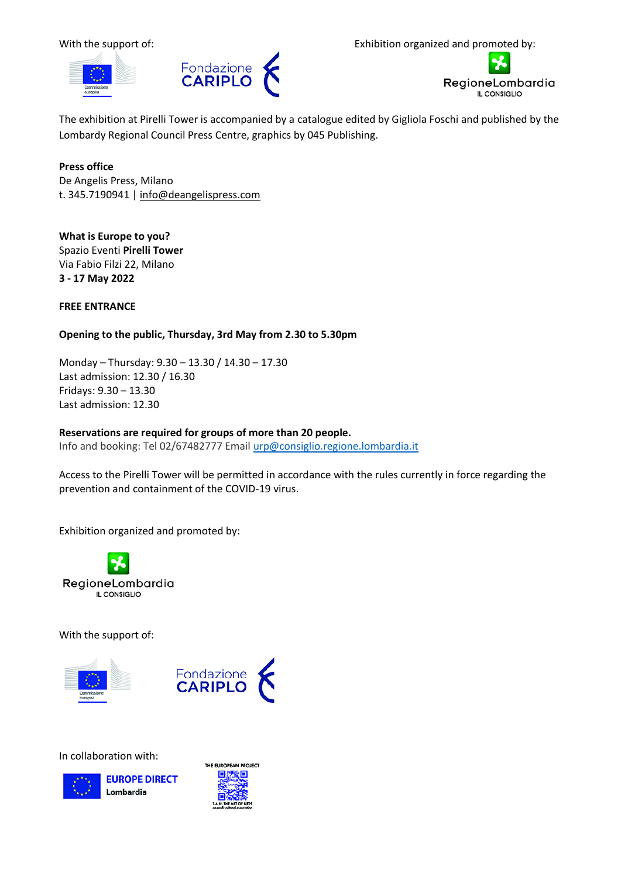With the support of:

Exhibition organized and promoted by:

The exhibition at Pirelli Tower is accompanied by a catalogue edited by Gigliola Foschi and published by the Lombardy Regional Council Press Centre, graphics by 045 Publishing.

**Press office**
De Angelis Press, Milano
t. 345.7190941 | info@deangelispress.com

**What is Europe to you?**
Spazio Eventi **Pirelli Tower**
Via Fabio Filzi 22, Milano
**3 - 17 May 2022**

**FREE ENTRANCE**

**Opening to the public, Thursday, 3rd May from 2.30 to 5.30pm**

Monday – Thursday: 9.30 – 13.30 / 14.30 – 17.30
Last admission: 12.30 / 16.30
Fridays: 9.30 – 13.30
Last admission: 12.30

**Reservations are required for groups of more than 20 people.**
Info and booking: Tel 02/67482777 Email urp@consiglio.regione.lombardia.it

Access to the Pirelli Tower will be permitted in accordance with the rules currently in force regarding the prevention and containment of the COVID-19 virus.

Exhibition organized and promoted by:

With the support of:

In collaboration with: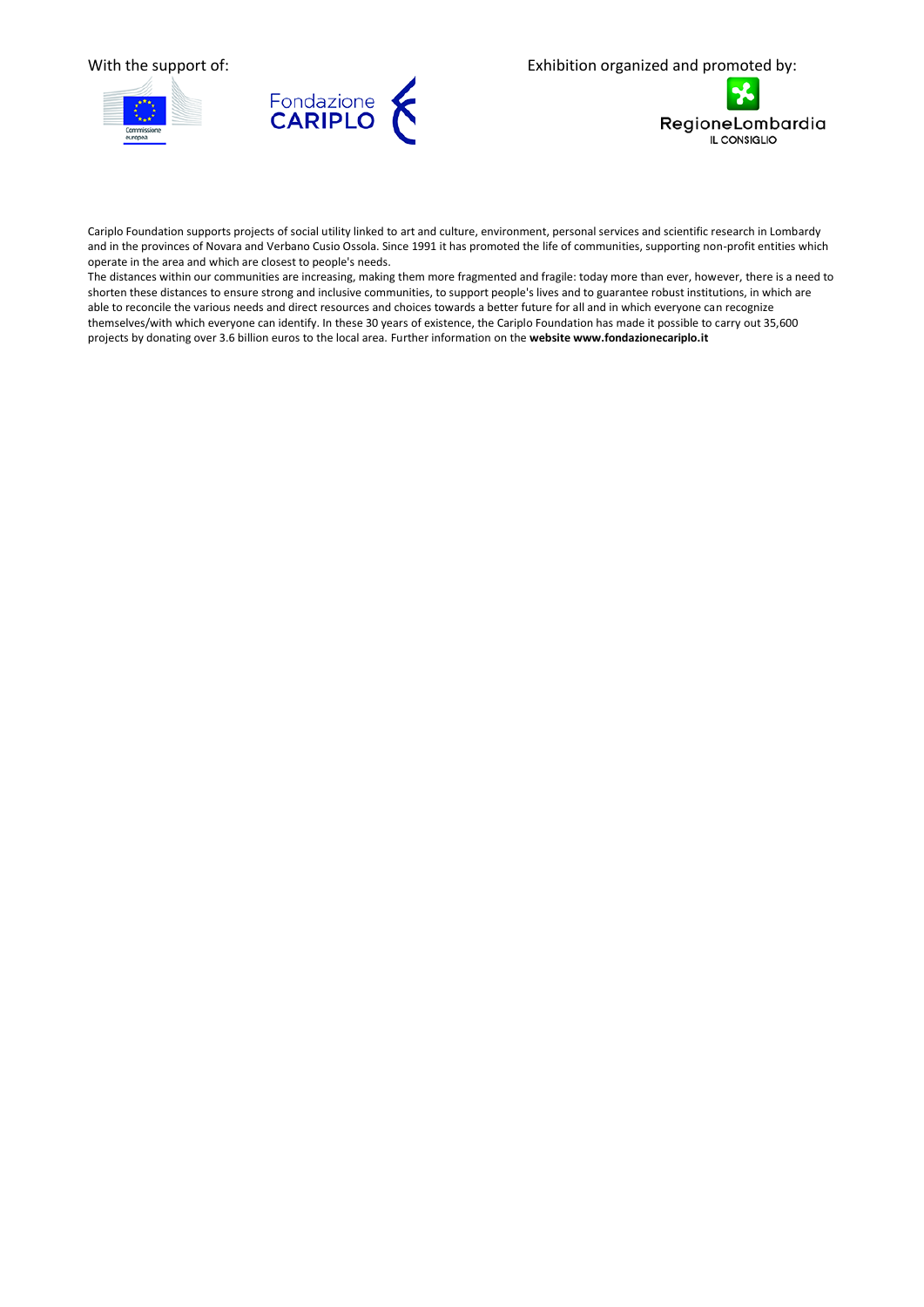With the support of:

Commissione europea

Fondazione CARIPLO

Exhibition organized and promoted by:

RegioneLombardia IL CONSIGLIO

Cariplo Foundation supports projects of social utility linked to art and culture, environment, personal services and scientific research in Lombardy and in the provinces of Novara and Verbano Cusio Ossola. Since 1991 it has promoted the life of communities, supporting non-profit entities which operate in the area and which are closest to people's needs.
The distances within our communities are increasing, making them more fragmented and fragile: today more than ever, however, there is a need to shorten these distances to ensure strong and inclusive communities, to support people's lives and to guarantee robust institutions, in which are able to reconcile the various needs and direct resources and choices towards a better future for all and in which everyone can recognize themselves/with which everyone can identify. In these 30 years of existence, the Cariplo Foundation has made it possible to carry out 35,600 projects by donating over 3.6 billion euros to the local area. Further information on the **website www.fondazionecariplo.it**